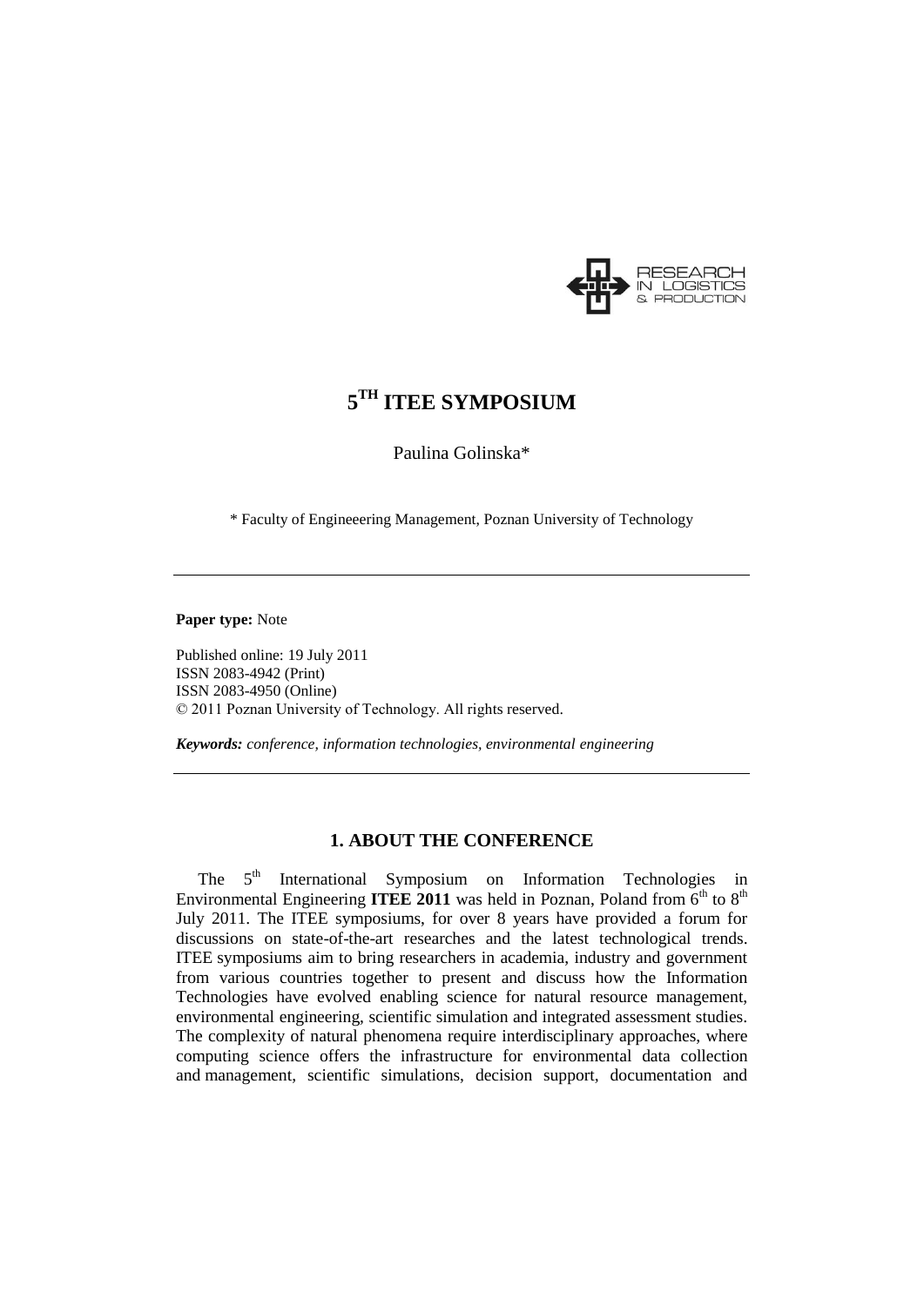# 5$^{TH}$ ITEE SYMPOSIUM

Paulina Golinska*

* Faculty of Engineeering Management, Poznan University of Technology

**Paper type:** Note

Published online: 19 July 2011
ISSN 2083-4942 (Print)
ISSN 2083-4950 (Online)
© 2011 Poznan University of Technology. All rights reserved.

***Keywords:*** *conference, information technologies, environmental engineering*

## 1. ABOUT THE CONFERENCE

The 5$^{th}$ International Symposium on Information Technologies in Environmental Engineering **ITEE 2011** was held in Poznan, Poland from 6$^{th}$ to 8$^{th}$ July 2011. The ITEE symposiums, for over 8 years have provided a forum for discussions on state-of-the-art researches and the latest technological trends. ITEE symposiums aim to bring researchers in academia, industry and government from various countries together to present and discuss how the Information Technologies have evolved enabling science for natural resource management, environmental engineering, scientific simulation and integrated assessment studies. The complexity of natural phenomena require interdisciplinary approaches, where computing science offers the infrastructure for environmental data collection and management, scientific simulations, decision support, documentation and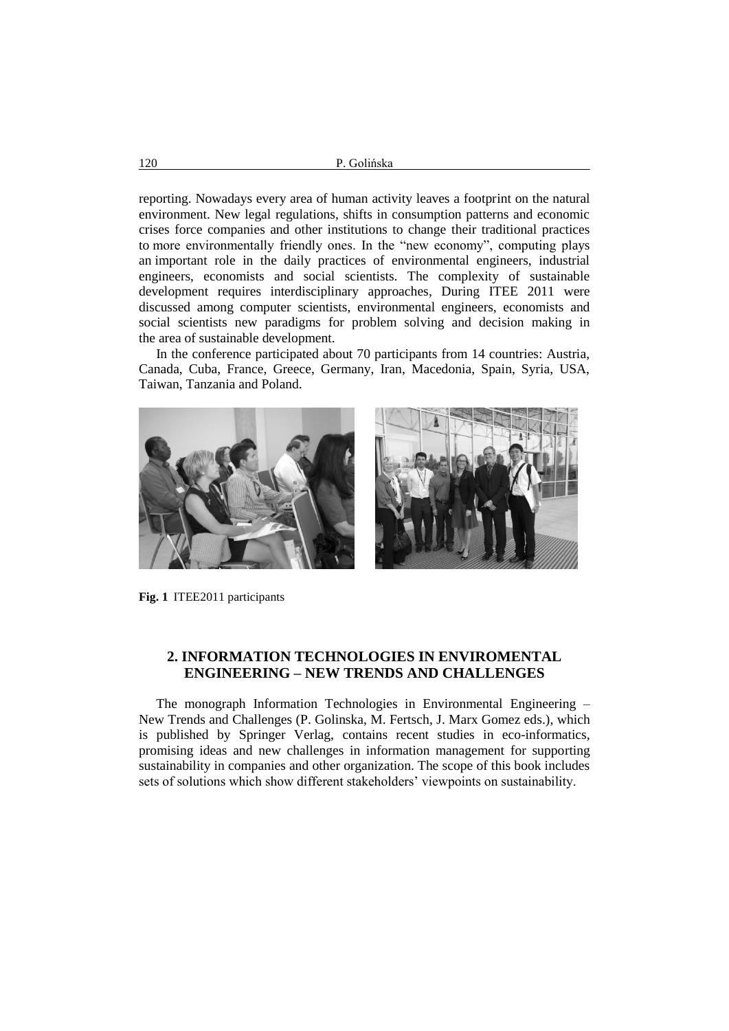reporting. Nowadays every area of human activity leaves a footprint on the natural environment. New legal regulations, shifts in consumption patterns and economic crises force companies and other institutions to change their traditional practices to more environmentally friendly ones. In the "new economy", computing plays an important role in the daily practices of environmental engineers, industrial engineers, economists and social scientists. The complexity of sustainable development requires interdisciplinary approaches, During ITEE 2011 were discussed among computer scientists, environmental engineers, economists and social scientists new paradigms for problem solving and decision making in the area of sustainable development.

In the conference participated about 70 participants from 14 countries: Austria, Canada, Cuba, France, Greece, Germany, Iran, Macedonia, Spain, Syria, USA, Taiwan, Tanzania and Poland.

**Fig. 1** ITEE2011 participants

## 2. INFORMATION TECHNOLOGIES IN ENVIROMENTAL ENGINEERING – NEW TRENDS AND CHALLENGES

The monograph Information Technologies in Environmental Engineering – New Trends and Challenges (P. Golinska, M. Fertsch, J. Marx Gomez eds.), which is published by Springer Verlag, contains recent studies in eco-informatics, promising ideas and new challenges in information management for supporting sustainability in companies and other organization. The scope of this book includes sets of solutions which show different stakeholders' viewpoints on sustainability.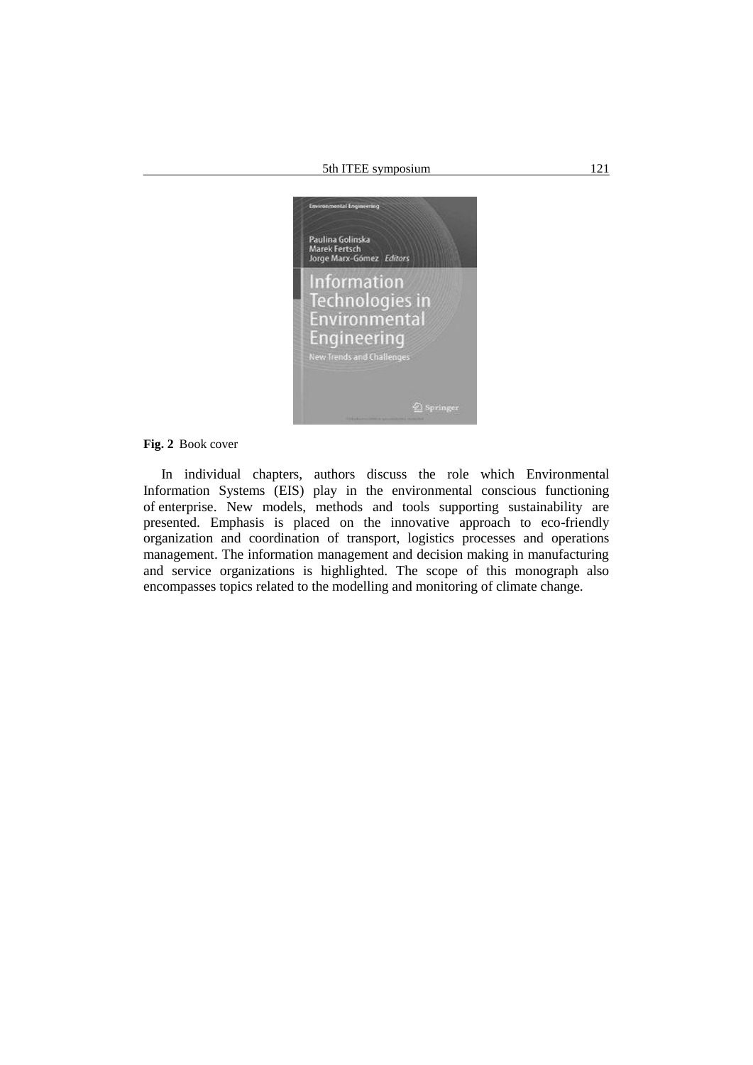**Fig. 2** Book cover

In individual chapters, authors discuss the role which Environmental Information Systems (EIS) play in the environmental conscious functioning of enterprise. New models, methods and tools supporting sustainability are presented. Emphasis is placed on the innovative approach to eco-friendly organization and coordination of transport, logistics processes and operations management. The information management and decision making in manufacturing and service organizations is highlighted. The scope of this monograph also encompasses topics related to the modelling and monitoring of climate change.